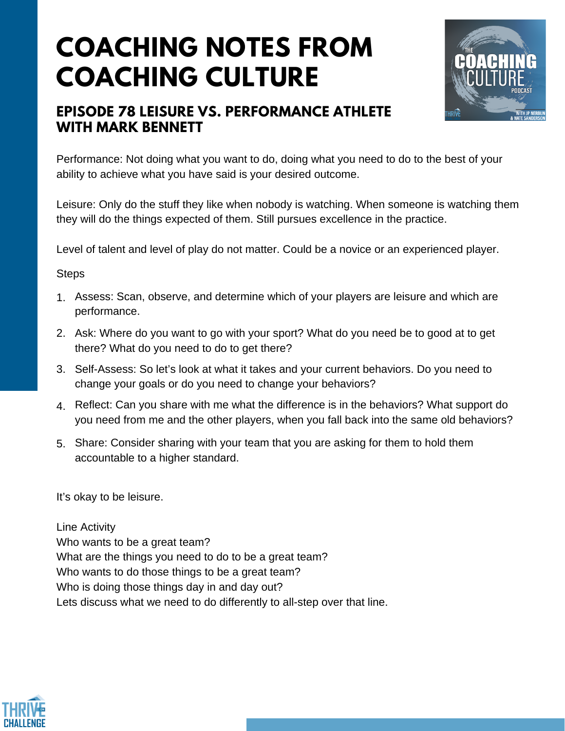# COACHING NOTES FROM COACHING CULTURE

## EPISODE 78 LEISURE VS. PERFORMANCE ATHLETE WITH MARK BENNETT

Performance: Not doing what you want to do, doing what you need to do to the best of your ability to achieve what you have said is your desired outcome.

Leisure: Only do the stuff they like when nobody is watching. When someone is watching them they will do the things expected of them. Still pursues excellence in the practice.

Level of talent and level of play do not matter. Could be a novice or an experienced player.

Steps

1. Assess: Scan, observe, and determine which of your players are leisure and which are performance.
2. Ask: Where do you want to go with your sport? What do you need be to good at to get there? What do you need to do to get there?
3. Self-Assess: So let's look at what it takes and your current behaviors. Do you need to change your goals or do you need to change your behaviors?
4. Reflect: Can you share with me what the difference is in the behaviors? What support do you need from me and the other players, when you fall back into the same old behaviors?
5. Share: Consider sharing with your team that you are asking for them to hold them accountable to a higher standard.

It's okay to be leisure.

Line Activity
Who wants to be a great team?
What are the things you need to do to be a great team?
Who wants to do those things to be a great team?
Who is doing those things day in and day out?
Lets discuss what we need to do differently to all-step over that line.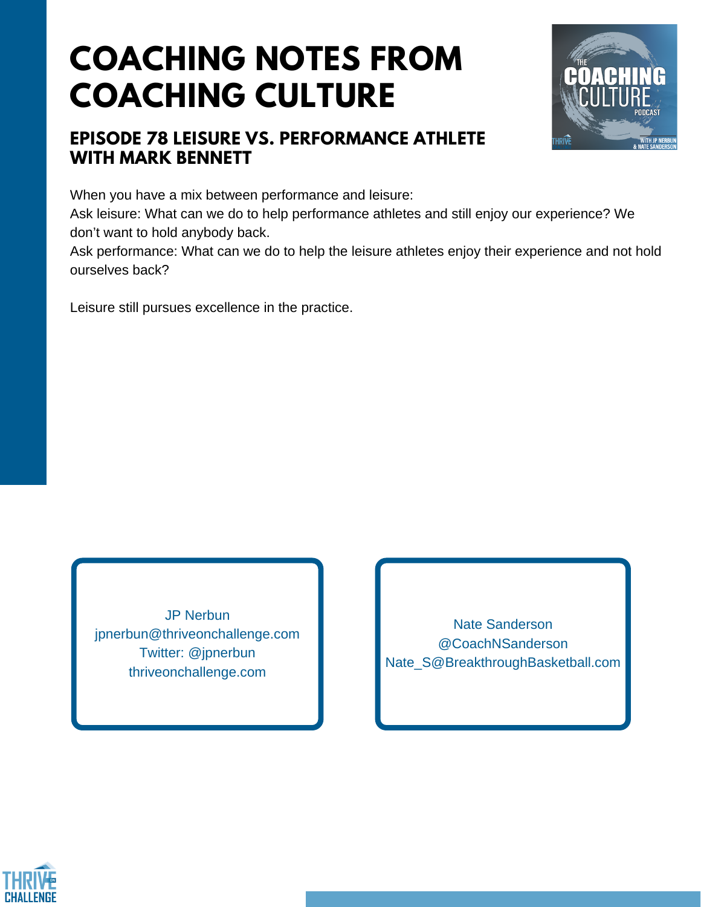# COACHING NOTES FROM COACHING CULTURE

## EPISODE 78 LEISURE VS. PERFORMANCE ATHLETE WITH MARK BENNETT

When you have a mix between performance and leisure:
Ask leisure: What can we do to help performance athletes and still enjoy our experience? We don't want to hold anybody back.
Ask performance: What can we do to help the leisure athletes enjoy their experience and not hold ourselves back?

Leisure still pursues excellence in the practice.

JP Nerbun
jpnerbun@thriveonchallenge.com
Twitter: @jpnerbun
thriveonchallenge.com

Nate Sanderson
@CoachNSanderson
Nate_S@BreakthroughBasketball.com